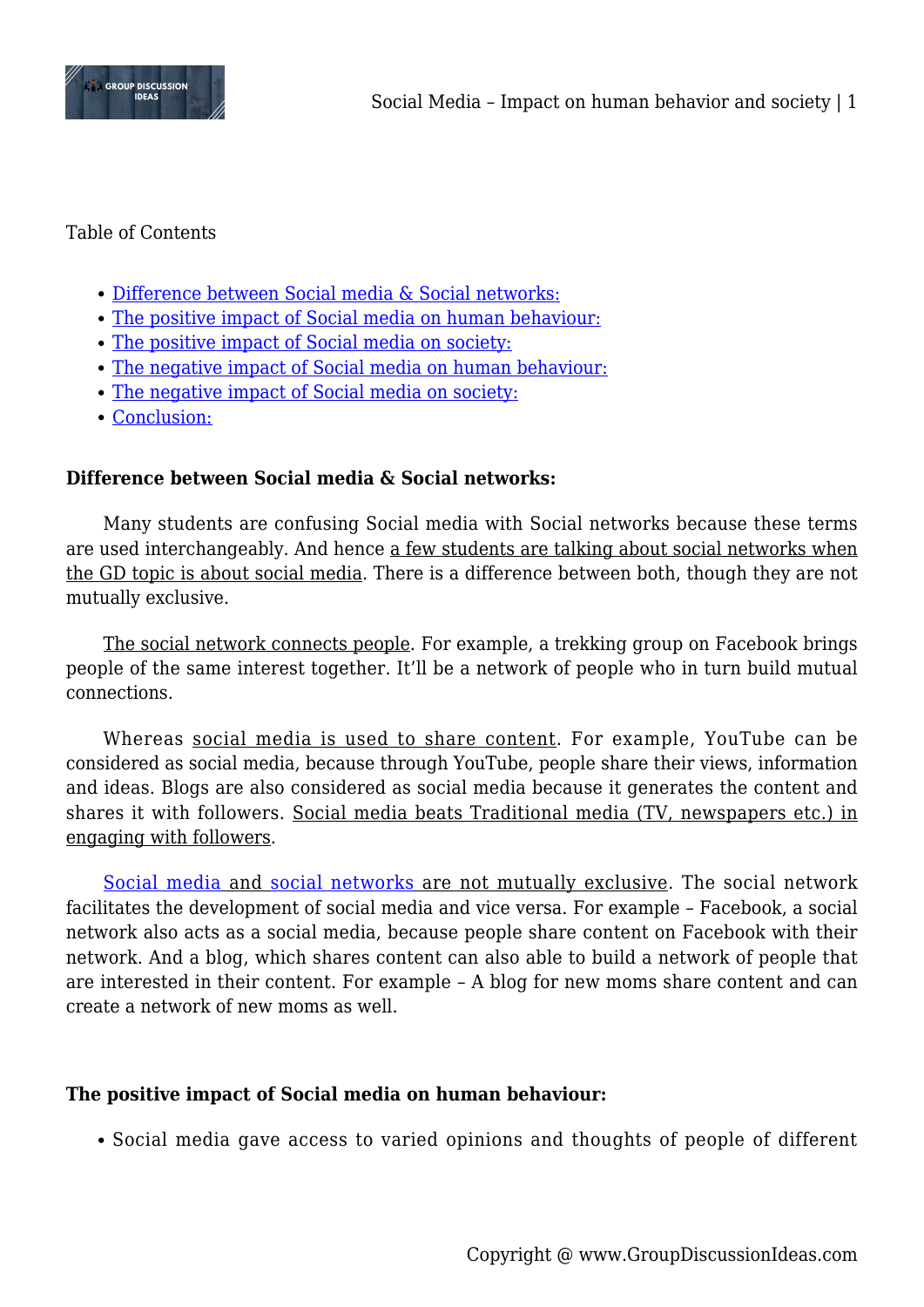Table of Contents

- Difference between Social media & Social networks:
- The positive impact of Social media on human behaviour:
- The positive impact of Social media on society:
- The negative impact of Social media on human behaviour:
- The negative impact of Social media on society:
- Conclusion:

**Difference between Social media & Social networks:**

Many students are confusing Social media with Social networks because these terms are used interchangeably. And hence a few students are talking about social networks when the GD topic is about social media. There is a difference between both, though they are not mutually exclusive.

The social network connects people. For example, a trekking group on Facebook brings people of the same interest together. It'll be a network of people who in turn build mutual connections.

Whereas social media is used to share content. For example, YouTube can be considered as social media, because through YouTube, people share their views, information and ideas. Blogs are also considered as social media because it generates the content and shares it with followers. Social media beats Traditional media (TV, newspapers etc.) in engaging with followers.

Social media and social networks are not mutually exclusive. The social network facilitates the development of social media and vice versa. For example – Facebook, a social network also acts as a social media, because people share content on Facebook with their network. And a blog, which shares content can also able to build a network of people that are interested in their content. For example – A blog for new moms share content and can create a network of new moms as well.

**The positive impact of Social media on human behaviour:**

- Social media gave access to varied opinions and thoughts of people of different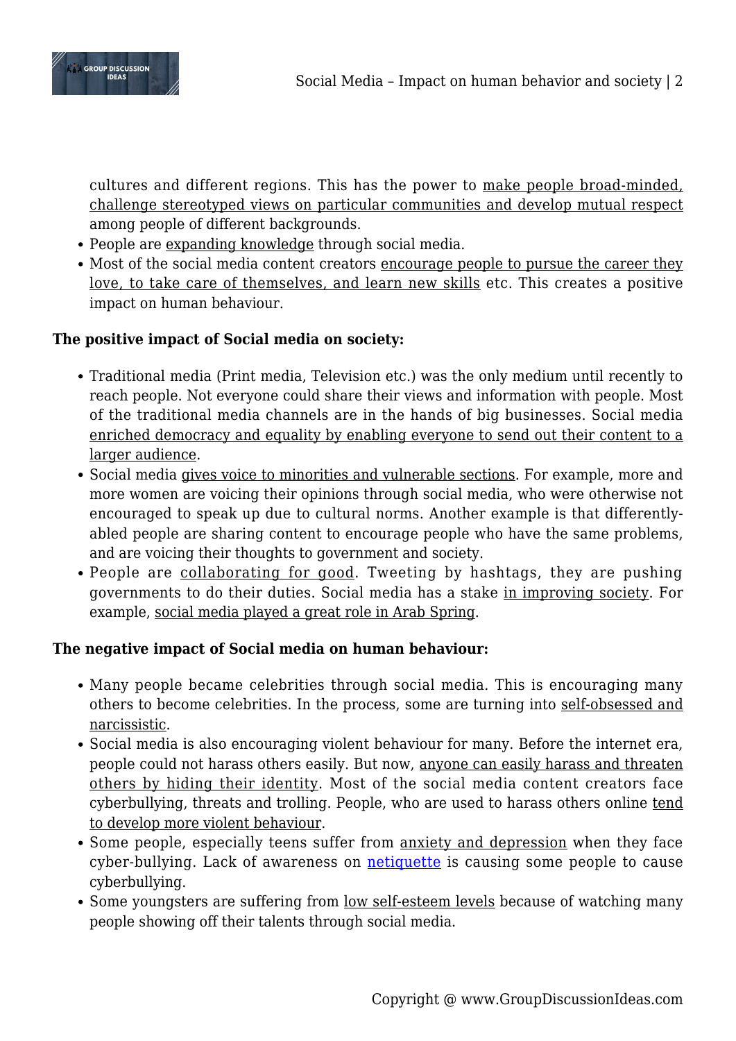cultures and different regions. This has the power to make people broad-minded, challenge stereotyped views on particular communities and develop mutual respect among people of different backgrounds.

- People are expanding knowledge through social media.
- Most of the social media content creators encourage people to pursue the career they love, to take care of themselves, and learn new skills etc. This creates a positive impact on human behaviour.

**The positive impact of Social media on society:**

- Traditional media (Print media, Television etc.) was the only medium until recently to reach people. Not everyone could share their views and information with people. Most of the traditional media channels are in the hands of big businesses. Social media enriched democracy and equality by enabling everyone to send out their content to a larger audience.
- Social media gives voice to minorities and vulnerable sections. For example, more and more women are voicing their opinions through social media, who were otherwise not encouraged to speak up due to cultural norms. Another example is that differently-abled people are sharing content to encourage people who have the same problems, and are voicing their thoughts to government and society.
- People are collaborating for good. Tweeting by hashtags, they are pushing governments to do their duties. Social media has a stake in improving society. For example, social media played a great role in Arab Spring.

**The negative impact of Social media on human behaviour:**

- Many people became celebrities through social media. This is encouraging many others to become celebrities. In the process, some are turning into self-obsessed and narcissistic.
- Social media is also encouraging violent behaviour for many. Before the internet era, people could not harass others easily. But now, anyone can easily harass and threaten others by hiding their identity. Most of the social media content creators face cyberbullying, threats and trolling. People, who are used to harass others online tend to develop more violent behaviour.
- Some people, especially teens suffer from anxiety and depression when they face cyber-bullying. Lack of awareness on netiquette is causing some people to cause cyberbullying.
- Some youngsters are suffering from low self-esteem levels because of watching many people showing off their talents through social media.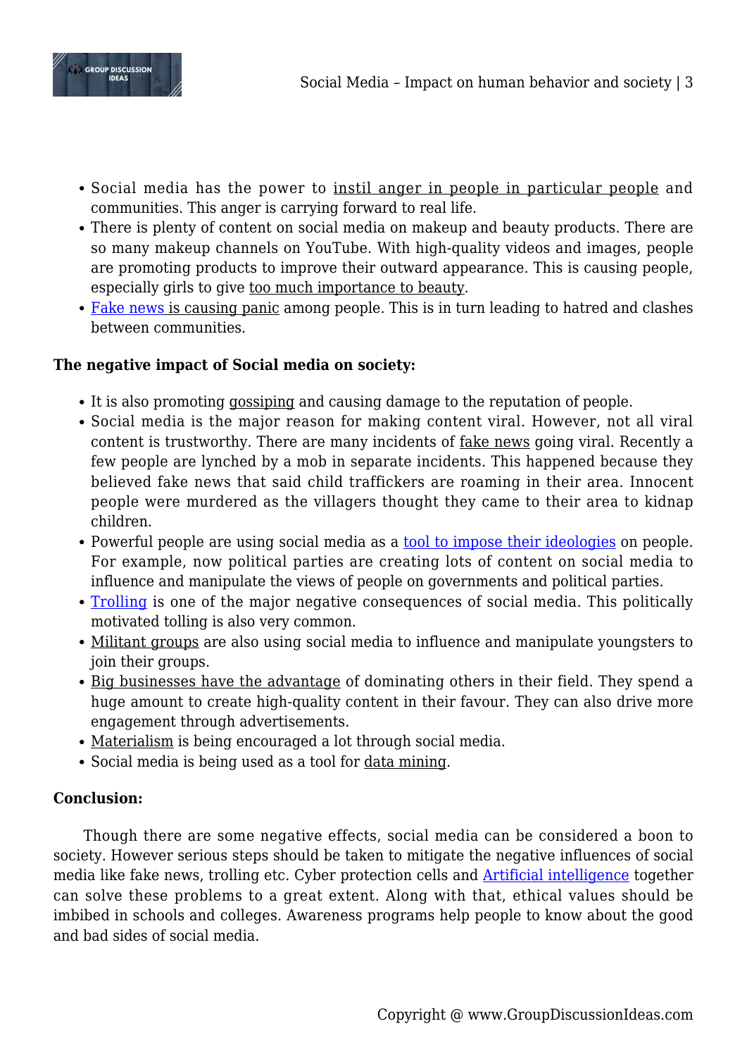- Social media has the power to instil anger in people in particular people and communities. This anger is carrying forward to real life.
- There is plenty of content on social media on makeup and beauty products. There are so many makeup channels on YouTube. With high-quality videos and images, people are promoting products to improve their outward appearance. This is causing people, especially girls to give too much importance to beauty.
- Fake news is causing panic among people. This is in turn leading to hatred and clashes between communities.

**The negative impact of Social media on society:**

- It is also promoting gossiping and causing damage to the reputation of people.
- Social media is the major reason for making content viral. However, not all viral content is trustworthy. There are many incidents of fake news going viral. Recently a few people are lynched by a mob in separate incidents. This happened because they believed fake news that said child traffickers are roaming in their area. Innocent people were murdered as the villagers thought they came to their area to kidnap children.
- Powerful people are using social media as a tool to impose their ideologies on people. For example, now political parties are creating lots of content on social media to influence and manipulate the views of people on governments and political parties.
- Trolling is one of the major negative consequences of social media. This politically motivated tolling is also very common.
- Militant groups are also using social media to influence and manipulate youngsters to join their groups.
- Big businesses have the advantage of dominating others in their field. They spend a huge amount to create high-quality content in their favour. They can also drive more engagement through advertisements.
- Materialism is being encouraged a lot through social media.
- Social media is being used as a tool for data mining.

**Conclusion:**

Though there are some negative effects, social media can be considered a boon to society. However serious steps should be taken to mitigate the negative influences of social media like fake news, trolling etc. Cyber protection cells and Artificial intelligence together can solve these problems to a great extent. Along with that, ethical values should be imbibed in schools and colleges. Awareness programs help people to know about the good and bad sides of social media.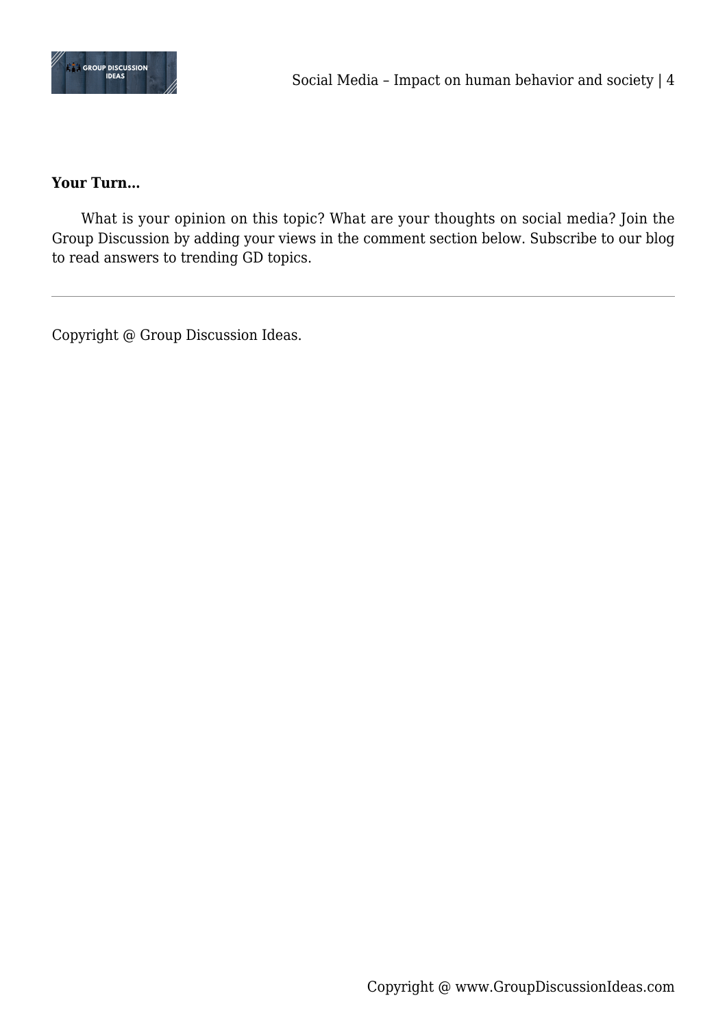**Your Turn…**

What is your opinion on this topic? What are your thoughts on social media? Join the Group Discussion by adding your views in the comment section below. Subscribe to our blog to read answers to trending GD topics.

---

Copyright @ Group Discussion Ideas.